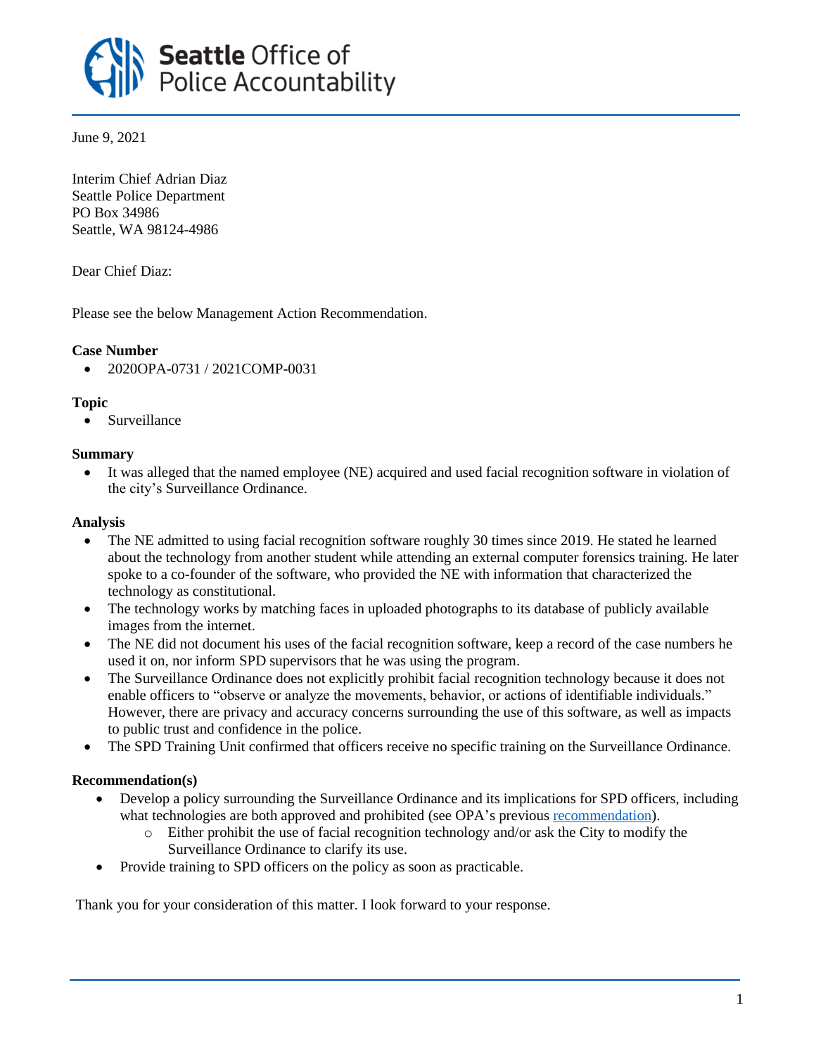**Seattle** Office of Police Accountability

June 9, 2021

Interim Chief Adrian Diaz
Seattle Police Department
PO Box 34986
Seattle, WA 98124-4986

Dear Chief Diaz:

Please see the below Management Action Recommendation.

**Case Number**

- 2020OPA-0731 / 2021COMP-0031

**Topic**

- Surveillance

**Summary**

- It was alleged that the named employee (NE) acquired and used facial recognition software in violation of the city's Surveillance Ordinance.

**Analysis**

- The NE admitted to using facial recognition software roughly 30 times since 2019. He stated he learned about the technology from another student while attending an external computer forensics training. He later spoke to a co-founder of the software, who provided the NE with information that characterized the technology as constitutional.
- The technology works by matching faces in uploaded photographs to its database of publicly available images from the internet.
- The NE did not document his uses of the facial recognition software, keep a record of the case numbers he used it on, nor inform SPD supervisors that he was using the program.
- The Surveillance Ordinance does not explicitly prohibit facial recognition technology because it does not enable officers to "observe or analyze the movements, behavior, or actions of identifiable individuals." However, there are privacy and accuracy concerns surrounding the use of this software, as well as impacts to public trust and confidence in the police.
- The SPD Training Unit confirmed that officers receive no specific training on the Surveillance Ordinance.

**Recommendation(s)**

- Develop a policy surrounding the Surveillance Ordinance and its implications for SPD officers, including what technologies are both approved and prohibited (see OPA's previous recommendation).
  - Either prohibit the use of facial recognition technology and/or ask the City to modify the Surveillance Ordinance to clarify its use.
- Provide training to SPD officers on the policy as soon as practicable.

Thank you for your consideration of this matter. I look forward to your response.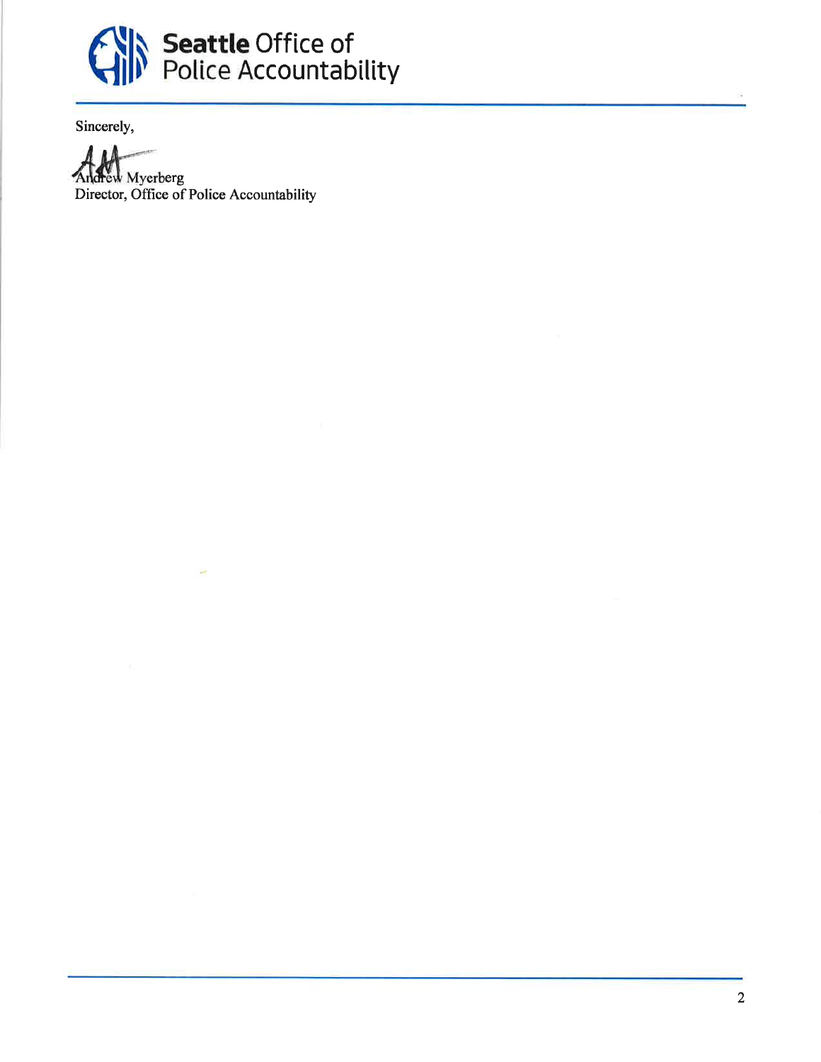Sincerely,

Andrew Myerberg
Director, Office of Police Accountability